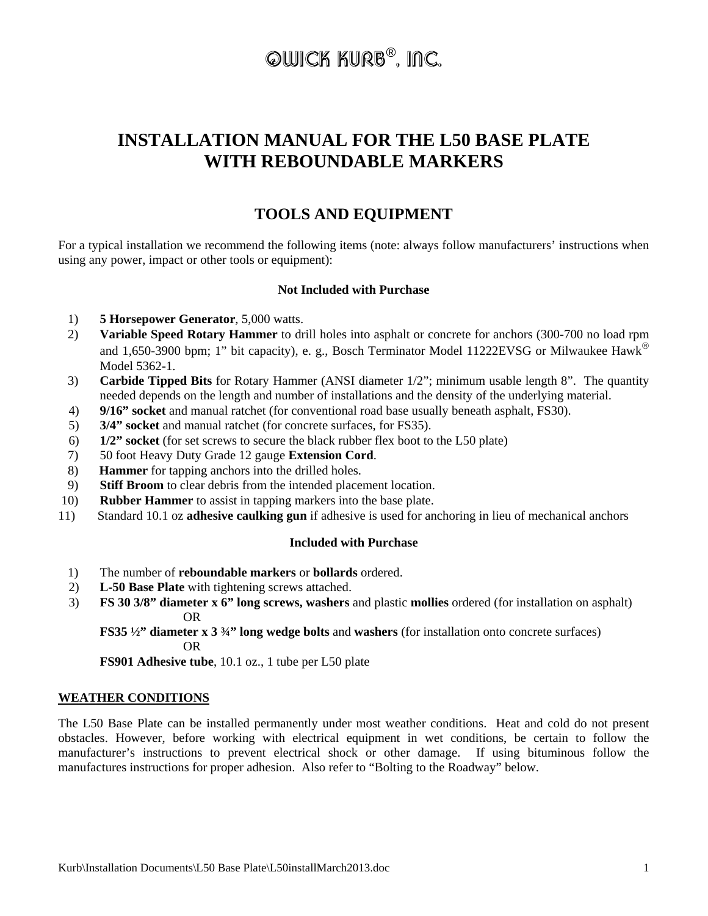# QWICK KURB®, INC.

# INSTALLATION MANUAL FOR THE L50 BASE PLATE WITH REBOUNDABLE MARKERS

## TOOLS AND EQUIPMENT

For a typical installation we recommend the following items (note: always follow manufacturers' instructions when using any power, impact or other tools or equipment):

**Not Included with Purchase**

1) **5 Horsepower Generator**, 5,000 watts.
2) **Variable Speed Rotary Hammer** to drill holes into asphalt or concrete for anchors (300-700 no load rpm and 1,650-3900 bpm; 1" bit capacity), e. g., Bosch Terminator Model 11222EVSG or Milwaukee Hawk® Model 5362-1.
3) **Carbide Tipped Bits** for Rotary Hammer (ANSI diameter 1/2"; minimum usable length 8". The quantity needed depends on the length and number of installations and the density of the underlying material.
4) **9/16" socket** and manual ratchet (for conventional road base usually beneath asphalt, FS30).
5) **3/4" socket** and manual ratchet (for concrete surfaces, for FS35).
6) **1/2" socket** (for set screws to secure the black rubber flex boot to the L50 plate)
7) 50 foot Heavy Duty Grade 12 gauge **Extension Cord**.
8) **Hammer** for tapping anchors into the drilled holes.
9) **Stiff Broom** to clear debris from the intended placement location.
10) **Rubber Hammer** to assist in tapping markers into the base plate.
11) Standard 10.1 oz **adhesive caulking gun** if adhesive is used for anchoring in lieu of mechanical anchors

**Included with Purchase**

1) The number of **reboundable markers** or **bollards** ordered.
2) **L-50 Base Plate** with tightening screws attached.
3) **FS 30 3/8" diameter x 6" long screws, washers** and plastic **mollies** ordered (for installation on asphalt)

   OR

   **FS35 ½" diameter x 3 ¾" long wedge bolts** and **washers** (for installation onto concrete surfaces)

   OR

   **FS901 Adhesive tube**, 10.1 oz., 1 tube per L50 plate

**WEATHER CONDITIONS**

The L50 Base Plate can be installed permanently under most weather conditions. Heat and cold do not present obstacles. However, before working with electrical equipment in wet conditions, be certain to follow the manufacturer's instructions to prevent electrical shock or other damage. If using bituminous follow the manufactures instructions for proper adhesion. Also refer to "Bolting to the Roadway" below.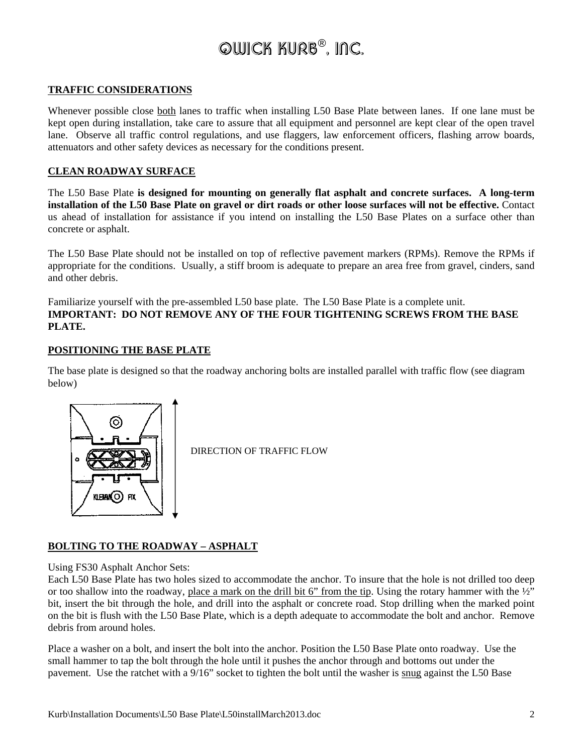# QWICK KURB®, INC.

## TRAFFIC CONSIDERATIONS

Whenever possible close both lanes to traffic when installing L50 Base Plate between lanes. If one lane must be kept open during installation, take care to assure that all equipment and personnel are kept clear of the open travel lane. Observe all traffic control regulations, and use flaggers, law enforcement officers, flashing arrow boards, attenuators and other safety devices as necessary for the conditions present.

## CLEAN ROADWAY SURFACE

The L50 Base Plate **is designed for mounting on generally flat asphalt and concrete surfaces. A long-term installation of the L50 Base Plate on gravel or dirt roads or other loose surfaces will not be effective.** Contact us ahead of installation for assistance if you intend on installing the L50 Base Plates on a surface other than concrete or asphalt.

The L50 Base Plate should not be installed on top of reflective pavement markers (RPMs). Remove the RPMs if appropriate for the conditions. Usually, a stiff broom is adequate to prepare an area free from gravel, cinders, sand and other debris.

Familiarize yourself with the pre-assembled L50 base plate. The L50 Base Plate is a complete unit.
**IMPORTANT: DO NOT REMOVE ANY OF THE FOUR TIGHTENING SCREWS FROM THE BASE PLATE.**

## POSITIONING THE BASE PLATE

The base plate is designed so that the roadway anchoring bolts are installed parallel with traffic flow (see diagram below)

KLEMM FIX

DIRECTION OF TRAFFIC FLOW

## BOLTING TO THE ROADWAY – ASPHALT

Using FS30 Asphalt Anchor Sets:
Each L50 Base Plate has two holes sized to accommodate the anchor. To insure that the hole is not drilled too deep or too shallow into the roadway, place a mark on the drill bit 6" from the tip. Using the rotary hammer with the ½" bit, insert the bit through the hole, and drill into the asphalt or concrete road. Stop drilling when the marked point on the bit is flush with the L50 Base Plate, which is a depth adequate to accommodate the bolt and anchor. Remove debris from around holes.

Place a washer on a bolt, and insert the bolt into the anchor. Position the L50 Base Plate onto roadway. Use the small hammer to tap the bolt through the hole until it pushes the anchor through and bottoms out under the pavement. Use the ratchet with a 9/16" socket to tighten the bolt until the washer is snug against the L50 Base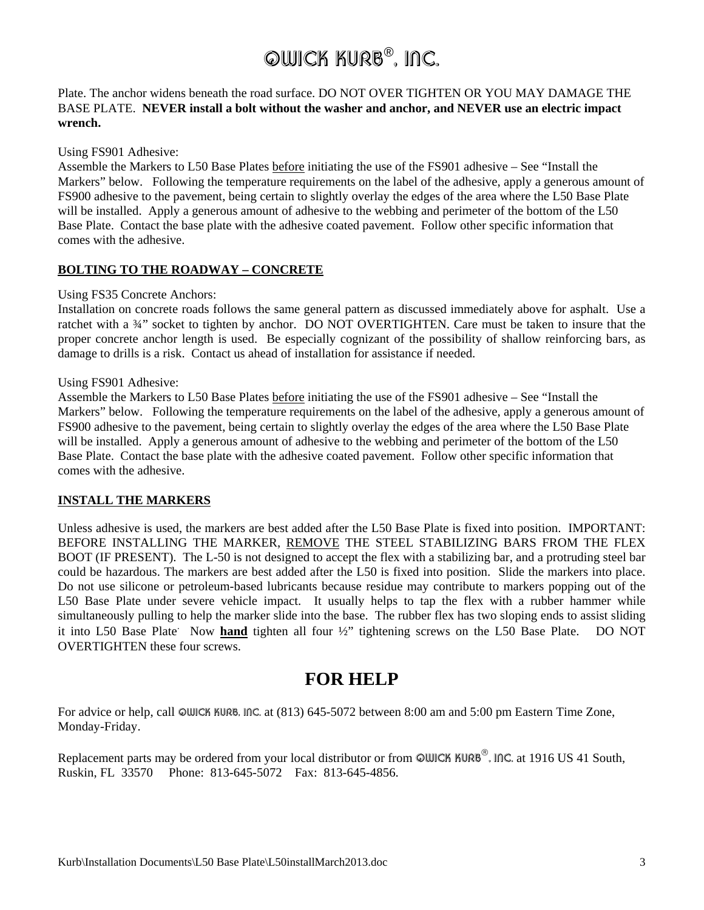Plate. The anchor widens beneath the road surface. DO NOT OVER TIGHTEN OR YOU MAY DAMAGE THE BASE PLATE. **NEVER install a bolt without the washer and anchor, and NEVER use an electric impact wrench.**

Using FS901 Adhesive:
Assemble the Markers to L50 Base Plates <u>before</u> initiating the use of the FS901 adhesive – See "Install the Markers" below. Following the temperature requirements on the label of the adhesive, apply a generous amount of FS900 adhesive to the pavement, being certain to slightly overlay the edges of the area where the L50 Base Plate will be installed. Apply a generous amount of adhesive to the webbing and perimeter of the bottom of the L50 Base Plate. Contact the base plate with the adhesive coated pavement. Follow other specific information that comes with the adhesive.

## BOLTING TO THE ROADWAY – CONCRETE

Using FS35 Concrete Anchors:
Installation on concrete roads follows the same general pattern as discussed immediately above for asphalt. Use a ratchet with a ¾" socket to tighten by anchor. DO NOT OVERTIGHTEN. Care must be taken to insure that the proper concrete anchor length is used. Be especially cognizant of the possibility of shallow reinforcing bars, as damage to drills is a risk. Contact us ahead of installation for assistance if needed.

Using FS901 Adhesive:
Assemble the Markers to L50 Base Plates <u>before</u> initiating the use of the FS901 adhesive – See "Install the Markers" below. Following the temperature requirements on the label of the adhesive, apply a generous amount of FS900 adhesive to the pavement, being certain to slightly overlay the edges of the area where the L50 Base Plate will be installed. Apply a generous amount of adhesive to the webbing and perimeter of the bottom of the L50 Base Plate. Contact the base plate with the adhesive coated pavement. Follow other specific information that comes with the adhesive.

## INSTALL THE MARKERS

Unless adhesive is used, the markers are best added after the L50 Base Plate is fixed into position. IMPORTANT: BEFORE INSTALLING THE MARKER, <u>REMOVE</u> THE STEEL STABILIZING BARS FROM THE FLEX BOOT (IF PRESENT). The L-50 is not designed to accept the flex with a stabilizing bar, and a protruding steel bar could be hazardous. The markers are best added after the L50 is fixed into position. Slide the markers into place. Do not use silicone or petroleum-based lubricants because residue may contribute to markers popping out of the L50 Base Plate under severe vehicle impact. It usually helps to tap the flex with a rubber hammer while simultaneously pulling to help the marker slide into the base. The rubber flex has two sloping ends to assist sliding it into L50 Base Plate. Now **<u>hand</u>** tighten all four ½" tightening screws on the L50 Base Plate. DO NOT OVERTIGHTEN these four screws.

# FOR HELP

For advice or help, call QWICK KURB, INC. at (813) 645-5072 between 8:00 am and 5:00 pm Eastern Time Zone, Monday-Friday.

Replacement parts may be ordered from your local distributor or from QWICK KURB®, INC. at 1916 US 41 South, Ruskin, FL 33570 Phone: 813-645-5072 Fax: 813-645-4856.